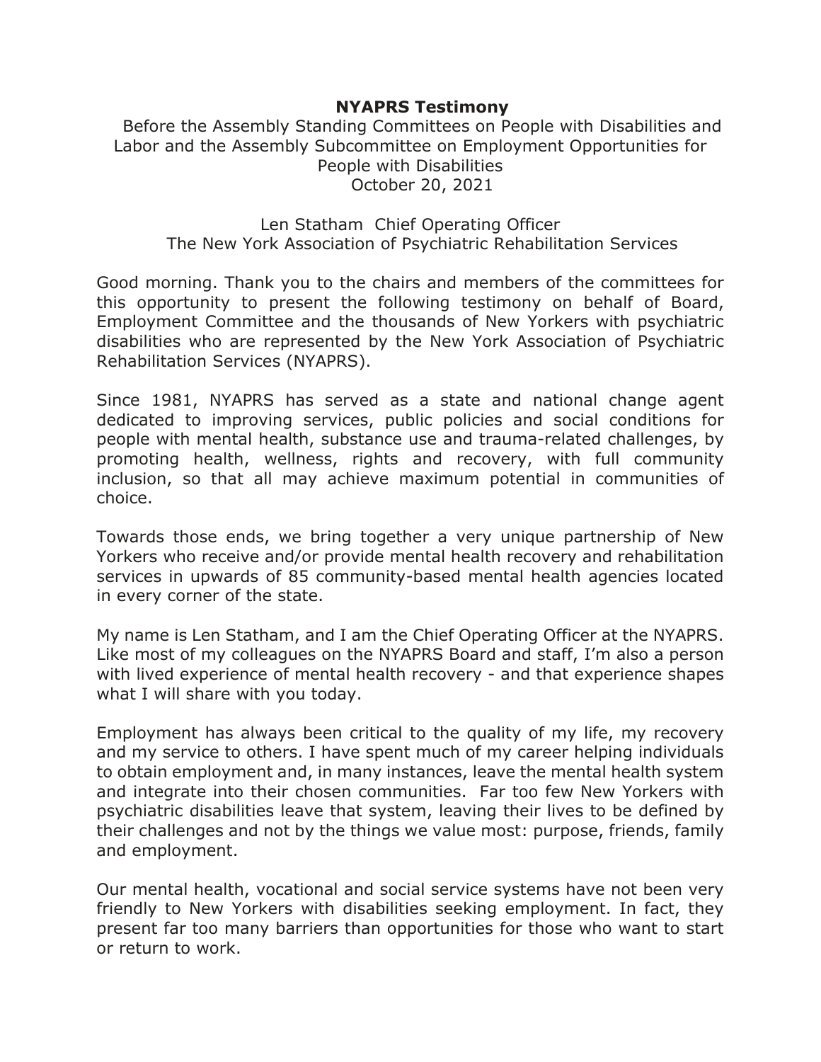# NYAPRS Testimony

Before the Assembly Standing Committees on People with Disabilities and Labor and the Assembly Subcommittee on Employment Opportunities for People with Disabilities
October 20, 2021

Len Statham Chief Operating Officer
The New York Association of Psychiatric Rehabilitation Services

Good morning. Thank you to the chairs and members of the committees for this opportunity to present the following testimony on behalf of Board, Employment Committee and the thousands of New Yorkers with psychiatric disabilities who are represented by the New York Association of Psychiatric Rehabilitation Services (NYAPRS).

Since 1981, NYAPRS has served as a state and national change agent dedicated to improving services, public policies and social conditions for people with mental health, substance use and trauma-related challenges, by promoting health, wellness, rights and recovery, with full community inclusion, so that all may achieve maximum potential in communities of choice.

Towards those ends, we bring together a very unique partnership of New Yorkers who receive and/or provide mental health recovery and rehabilitation services in upwards of 85 community-based mental health agencies located in every corner of the state.

My name is Len Statham, and I am the Chief Operating Officer at the NYAPRS. Like most of my colleagues on the NYAPRS Board and staff, I'm also a person with lived experience of mental health recovery - and that experience shapes what I will share with you today.

Employment has always been critical to the quality of my life, my recovery and my service to others. I have spent much of my career helping individuals to obtain employment and, in many instances, leave the mental health system and integrate into their chosen communities. Far too few New Yorkers with psychiatric disabilities leave that system, leaving their lives to be defined by their challenges and not by the things we value most: purpose, friends, family and employment.

Our mental health, vocational and social service systems have not been very friendly to New Yorkers with disabilities seeking employment. In fact, they present far too many barriers than opportunities for those who want to start or return to work.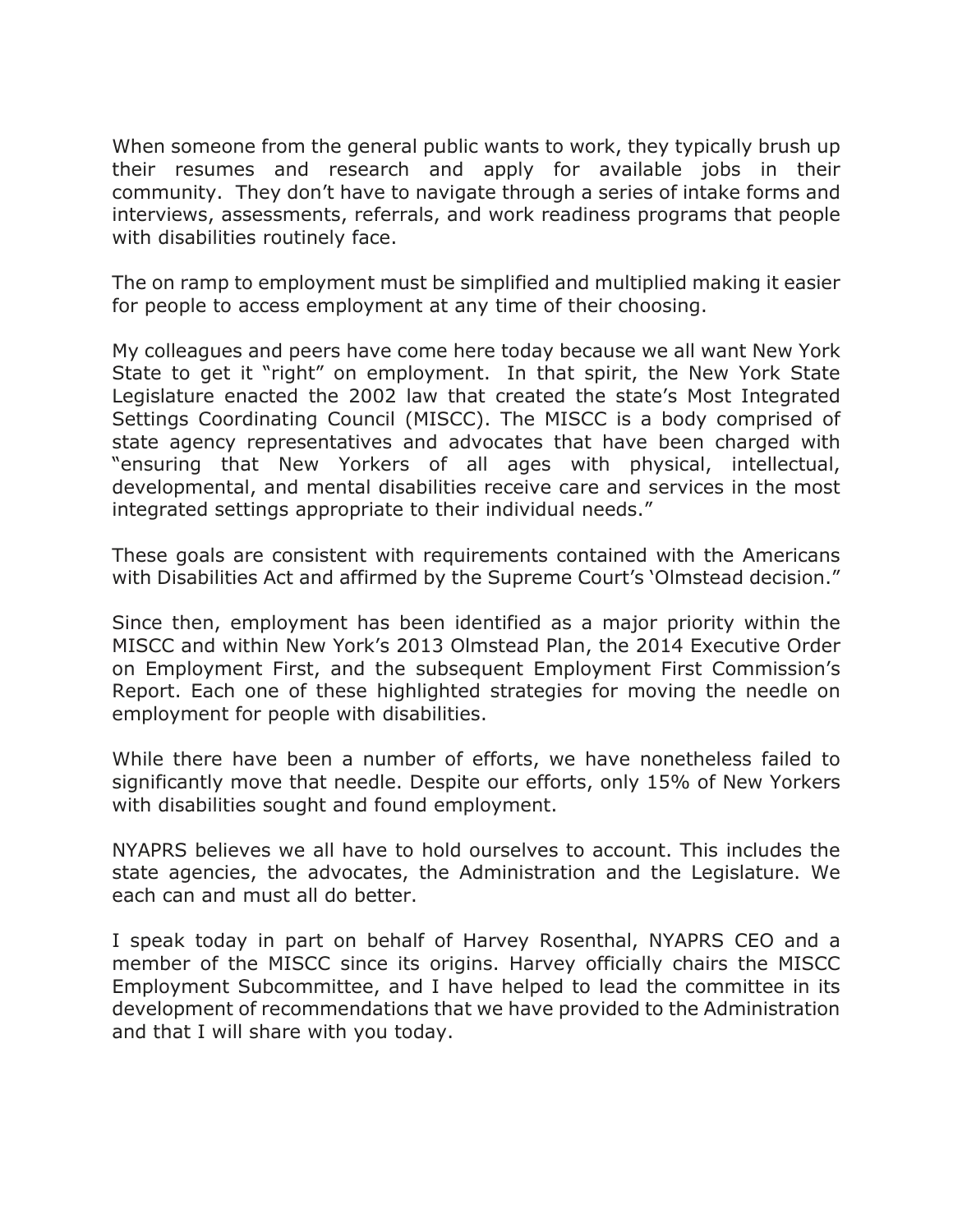When someone from the general public wants to work, they typically brush up their resumes and research and apply for available jobs in their community. They don't have to navigate through a series of intake forms and interviews, assessments, referrals, and work readiness programs that people with disabilities routinely face.

The on ramp to employment must be simplified and multiplied making it easier for people to access employment at any time of their choosing.

My colleagues and peers have come here today because we all want New York State to get it "right" on employment. In that spirit, the New York State Legislature enacted the 2002 law that created the state's Most Integrated Settings Coordinating Council (MISCC). The MISCC is a body comprised of state agency representatives and advocates that have been charged with "ensuring that New Yorkers of all ages with physical, intellectual, developmental, and mental disabilities receive care and services in the most integrated settings appropriate to their individual needs."

These goals are consistent with requirements contained with the Americans with Disabilities Act and affirmed by the Supreme Court's 'Olmstead decision."

Since then, employment has been identified as a major priority within the MISCC and within New York's 2013 Olmstead Plan, the 2014 Executive Order on Employment First, and the subsequent Employment First Commission's Report. Each one of these highlighted strategies for moving the needle on employment for people with disabilities.

While there have been a number of efforts, we have nonetheless failed to significantly move that needle. Despite our efforts, only 15% of New Yorkers with disabilities sought and found employment.

NYAPRS believes we all have to hold ourselves to account. This includes the state agencies, the advocates, the Administration and the Legislature. We each can and must all do better.

I speak today in part on behalf of Harvey Rosenthal, NYAPRS CEO and a member of the MISCC since its origins. Harvey officially chairs the MISCC Employment Subcommittee, and I have helped to lead the committee in its development of recommendations that we have provided to the Administration and that I will share with you today.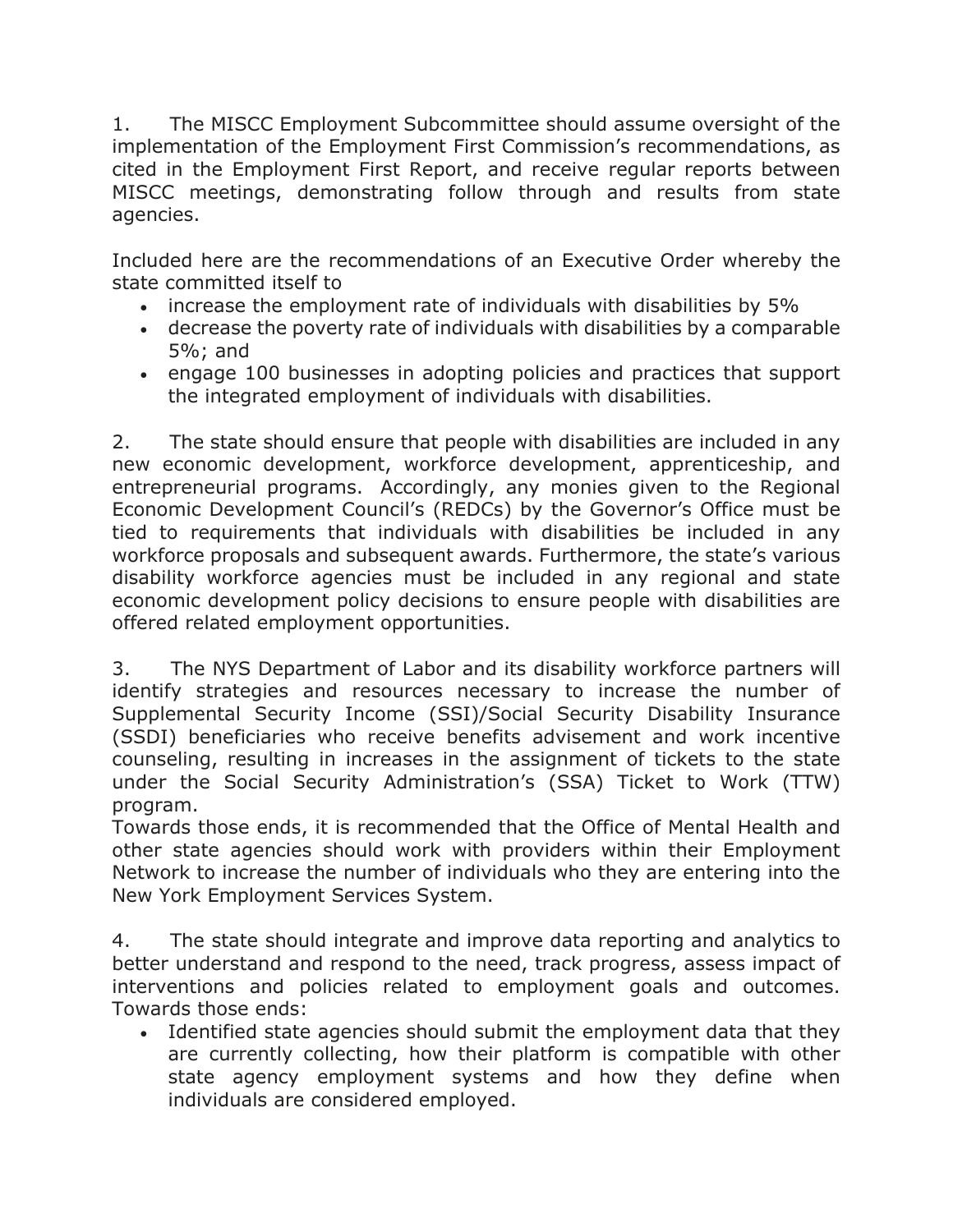1. The MISCC Employment Subcommittee should assume oversight of the implementation of the Employment First Commission's recommendations, as cited in the Employment First Report, and receive regular reports between MISCC meetings, demonstrating follow through and results from state agencies.

Included here are the recommendations of an Executive Order whereby the state committed itself to

- increase the employment rate of individuals with disabilities by 5%
- decrease the poverty rate of individuals with disabilities by a comparable 5%; and
- engage 100 businesses in adopting policies and practices that support the integrated employment of individuals with disabilities.

2. The state should ensure that people with disabilities are included in any new economic development, workforce development, apprenticeship, and entrepreneurial programs. Accordingly, any monies given to the Regional Economic Development Council's (REDCs) by the Governor's Office must be tied to requirements that individuals with disabilities be included in any workforce proposals and subsequent awards. Furthermore, the state's various disability workforce agencies must be included in any regional and state economic development policy decisions to ensure people with disabilities are offered related employment opportunities.

3. The NYS Department of Labor and its disability workforce partners will identify strategies and resources necessary to increase the number of Supplemental Security Income (SSI)/Social Security Disability Insurance (SSDI) beneficiaries who receive benefits advisement and work incentive counseling, resulting in increases in the assignment of tickets to the state under the Social Security Administration's (SSA) Ticket to Work (TTW) program.
Towards those ends, it is recommended that the Office of Mental Health and other state agencies should work with providers within their Employment Network to increase the number of individuals who they are entering into the New York Employment Services System.

4. The state should integrate and improve data reporting and analytics to better understand and respond to the need, track progress, assess impact of interventions and policies related to employment goals and outcomes. Towards those ends:

- Identified state agencies should submit the employment data that they are currently collecting, how their platform is compatible with other state agency employment systems and how they define when individuals are considered employed.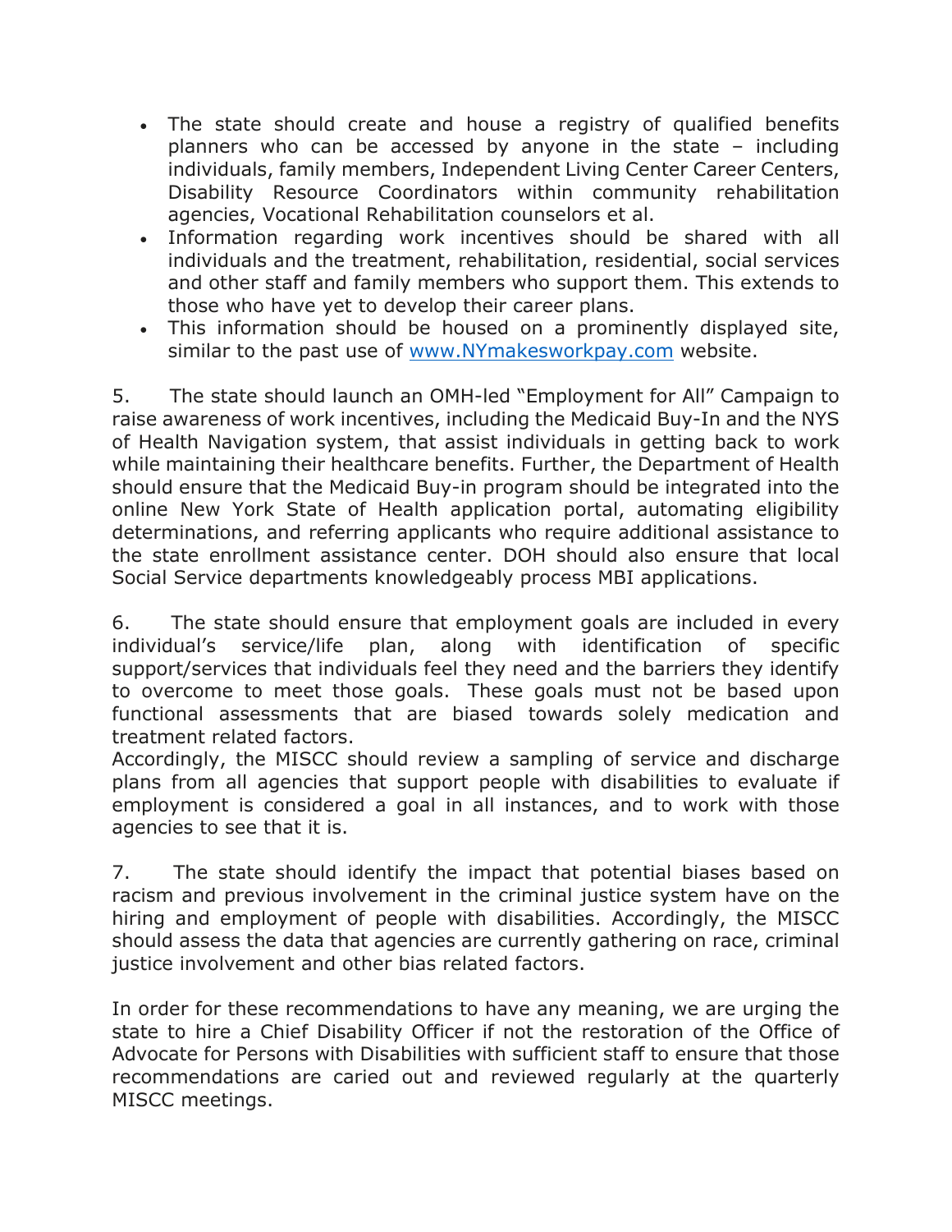- The state should create and house a registry of qualified benefits planners who can be accessed by anyone in the state – including individuals, family members, Independent Living Center Career Centers, Disability Resource Coordinators within community rehabilitation agencies, Vocational Rehabilitation counselors et al.
- Information regarding work incentives should be shared with all individuals and the treatment, rehabilitation, residential, social services and other staff and family members who support them. This extends to those who have yet to develop their career plans.
- This information should be housed on a prominently displayed site, similar to the past use of [www.NYmakesworkpay.com](http://www.NYmakesworkpay.com) website.

5. The state should launch an OMH-led "Employment for All" Campaign to raise awareness of work incentives, including the Medicaid Buy-In and the NYS of Health Navigation system, that assist individuals in getting back to work while maintaining their healthcare benefits. Further, the Department of Health should ensure that the Medicaid Buy-in program should be integrated into the online New York State of Health application portal, automating eligibility determinations, and referring applicants who require additional assistance to the state enrollment assistance center. DOH should also ensure that local Social Service departments knowledgeably process MBI applications.

6. The state should ensure that employment goals are included in every individual's service/life plan, along with identification of specific support/services that individuals feel they need and the barriers they identify to overcome to meet those goals. These goals must not be based upon functional assessments that are biased towards solely medication and treatment related factors.
Accordingly, the MISCC should review a sampling of service and discharge plans from all agencies that support people with disabilities to evaluate if employment is considered a goal in all instances, and to work with those agencies to see that it is.

7. The state should identify the impact that potential biases based on racism and previous involvement in the criminal justice system have on the hiring and employment of people with disabilities. Accordingly, the MISCC should assess the data that agencies are currently gathering on race, criminal justice involvement and other bias related factors.

In order for these recommendations to have any meaning, we are urging the state to hire a Chief Disability Officer if not the restoration of the Office of Advocate for Persons with Disabilities with sufficient staff to ensure that those recommendations are caried out and reviewed regularly at the quarterly MISCC meetings.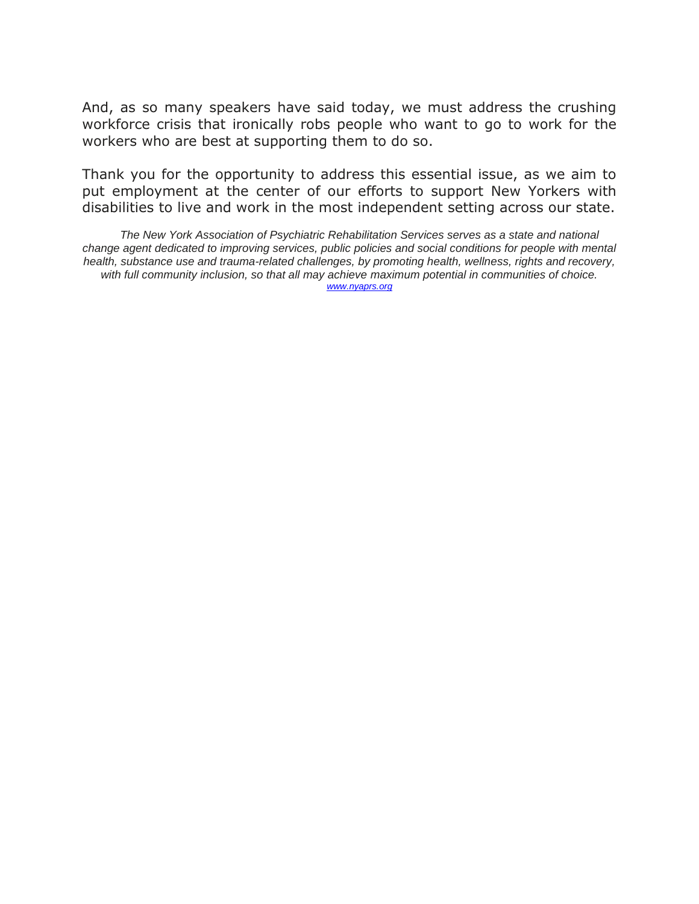And, as so many speakers have said today, we must address the crushing workforce crisis that ironically robs people who want to go to work for the workers who are best at supporting them to do so.

Thank you for the opportunity to address this essential issue, as we aim to put employment at the center of our efforts to support New Yorkers with disabilities to live and work in the most independent setting across our state.

*The New York Association of Psychiatric Rehabilitation Services serves as a state and national change agent dedicated to improving services, public policies and social conditions for people with mental health, substance use and trauma-related challenges, by promoting health, wellness, rights and recovery, with full community inclusion, so that all may achieve maximum potential in communities of choice.*
*www.nyaprs.org*